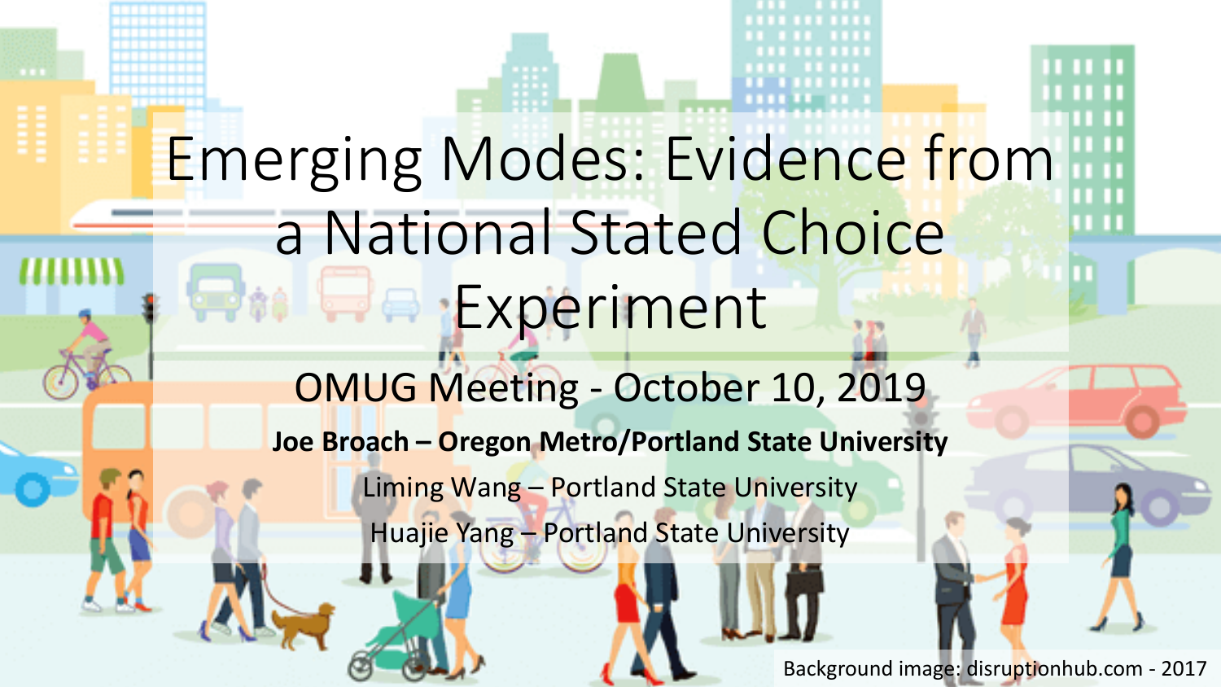# Emerging Modes: Evidence from a National Stated Choice Experiment

## OMUG Meeting - October 10, 2019

**Joe Broach – Oregon Metro/Portland State University**

Liming Wang – Portland State University

Huajie Yang – Portland State University

Background image: disruptionhub.com - 2017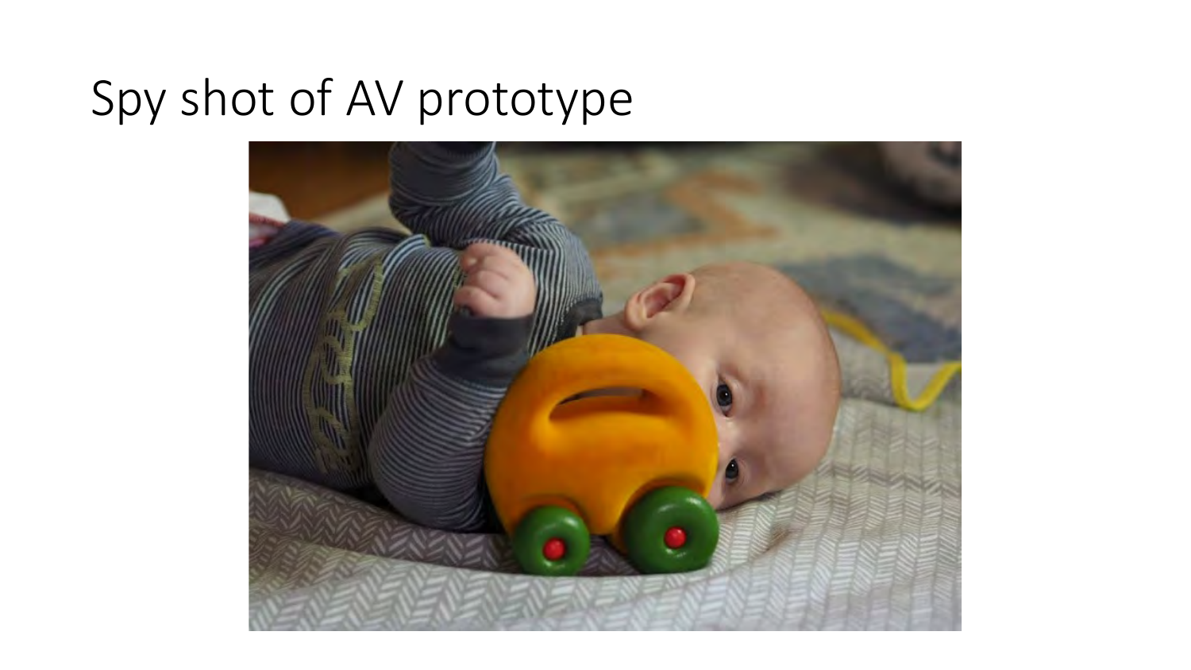# Spy shot of AV prototype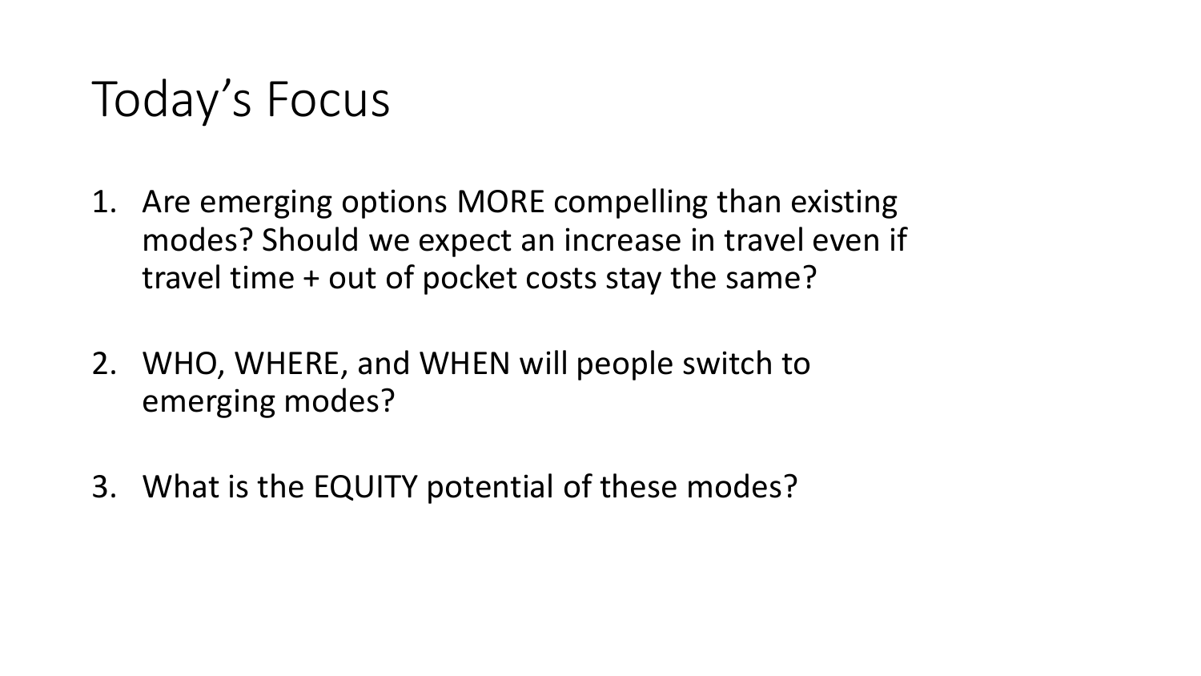# Today's Focus

1. Are emerging options MORE compelling than existing modes? Should we expect an increase in travel even if travel time + out of pocket costs stay the same?

2. WHO, WHERE, and WHEN will people switch to emerging modes?

3. What is the EQUITY potential of these modes?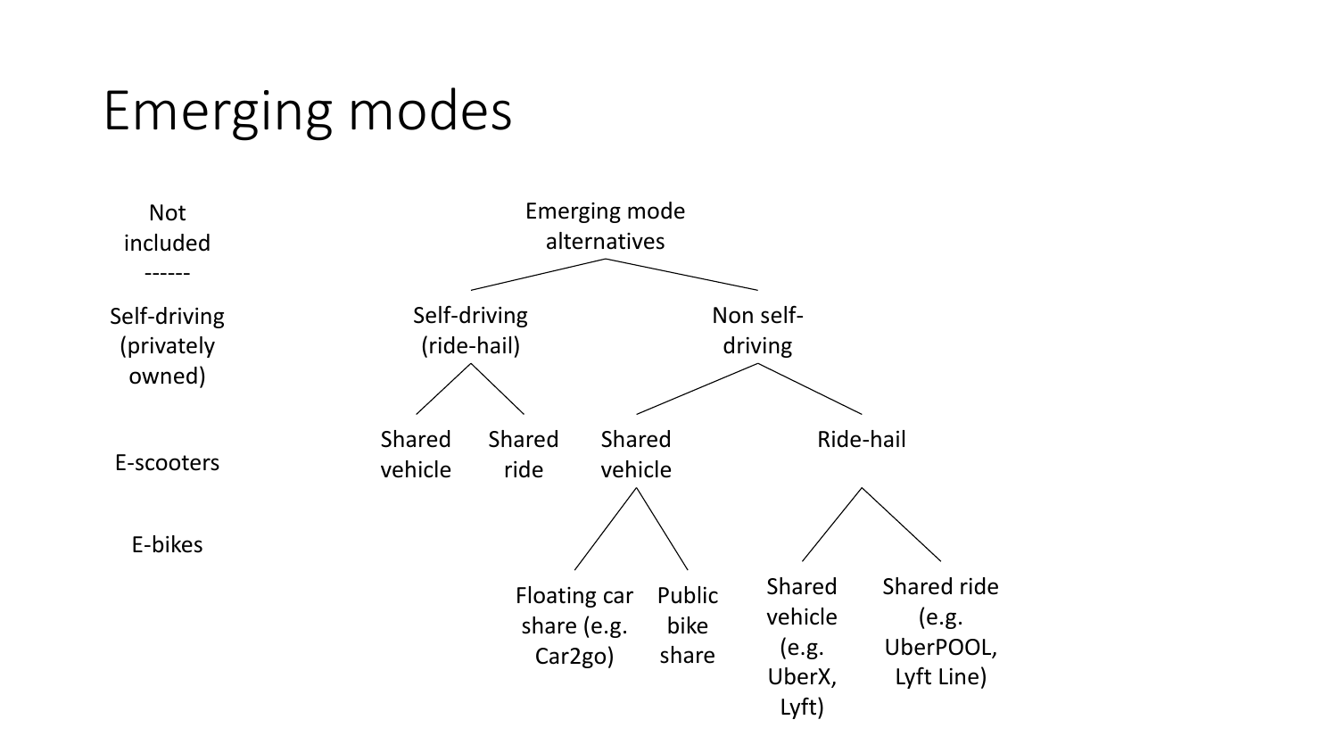# Emerging modes

**Not included**

------

- Self-driving (privately owned)
- E-scooters
- E-bikes

**Emerging mode alternatives**

- Self-driving (ride-hail)
  - Shared vehicle
  - Shared ride
- Non self-driving
  - Shared vehicle
    - Floating car share (e.g. Car2go)
    - Public bike share
  - Ride-hail
    - Shared vehicle (e.g. UberX, Lyft)
    - Shared ride (e.g. UberPOOL, Lyft Line)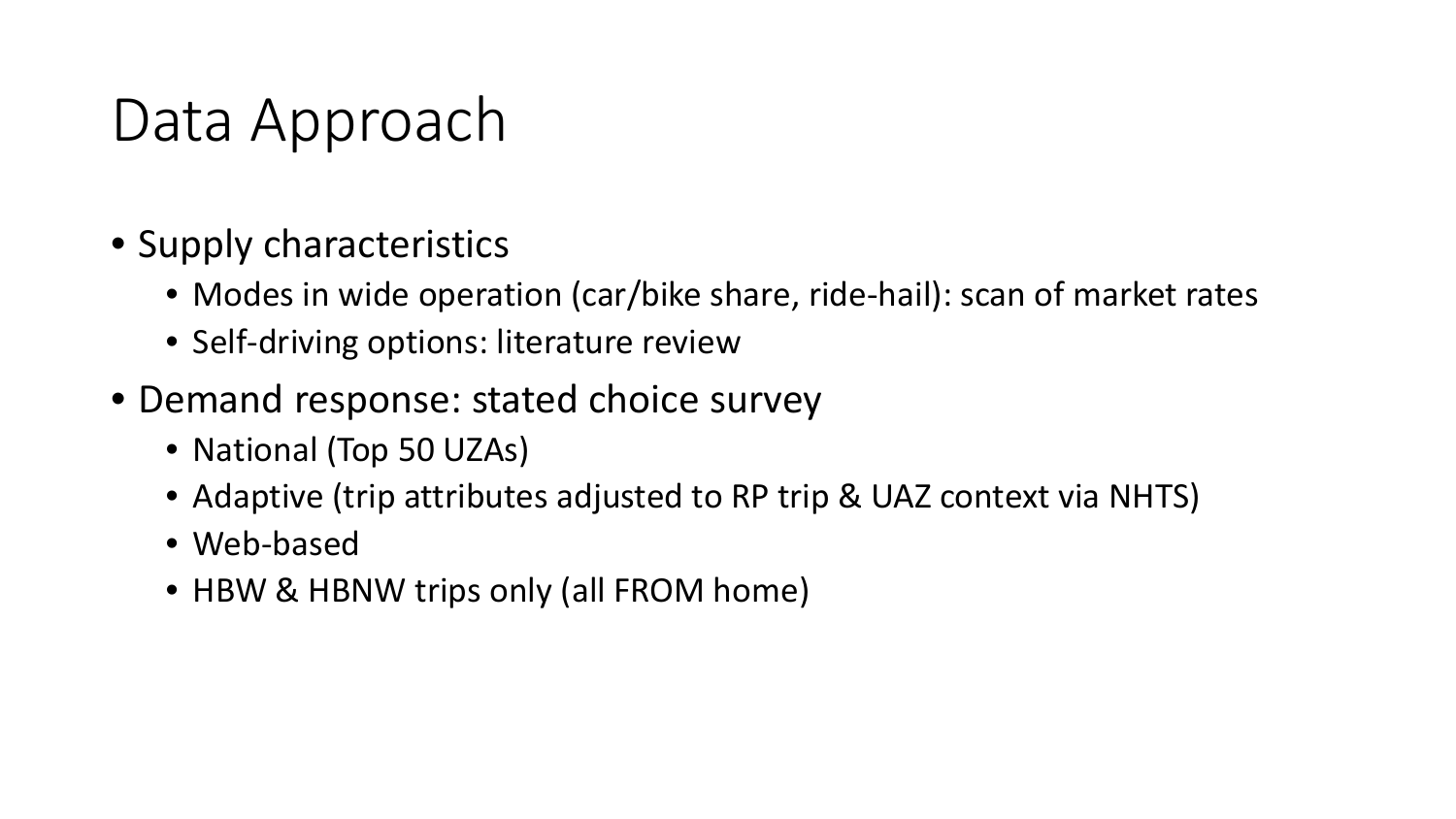# Data Approach

- Supply characteristics
  - Modes in wide operation (car/bike share, ride-hail): scan of market rates
  - Self-driving options: literature review
- Demand response: stated choice survey
  - National (Top 50 UZAs)
  - Adaptive (trip attributes adjusted to RP trip & UAZ context via NHTS)
  - Web-based
  - HBW & HBNW trips only (all FROM home)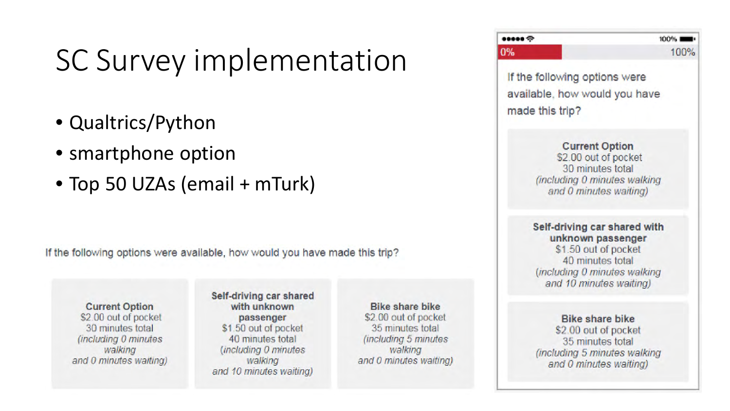# SC Survey implementation

- Qualtrics/Python
- smartphone option
- Top 50 UZAs (email + mTurk)

If the following options were available, how would you have made this trip?

| **Current Option** | **Self-driving car shared with unknown passenger** | **Bike share bike** |
| --- | --- | --- |
| $2.00 out of pocket<br>30 minutes total<br>*(including 0 minutes walking and 0 minutes waiting)* | $1.50 out of pocket<br>40 minutes total<br>*(including 0 minutes walking and 10 minutes waiting)* | $2.00 out of pocket<br>35 minutes total<br>*(including 5 minutes walking and 0 minutes waiting)* |

0% 100%

If the following options were available, how would you have made this trip?

**Current Option**
$2.00 out of pocket
30 minutes total
*(including 0 minutes walking and 0 minutes waiting)*

**Self-driving car shared with unknown passenger**
$1.50 out of pocket
40 minutes total
*(including 0 minutes walking and 10 minutes waiting)*

**Bike share bike**
$2.00 out of pocket
35 minutes total
*(including 5 minutes walking and 0 minutes waiting)*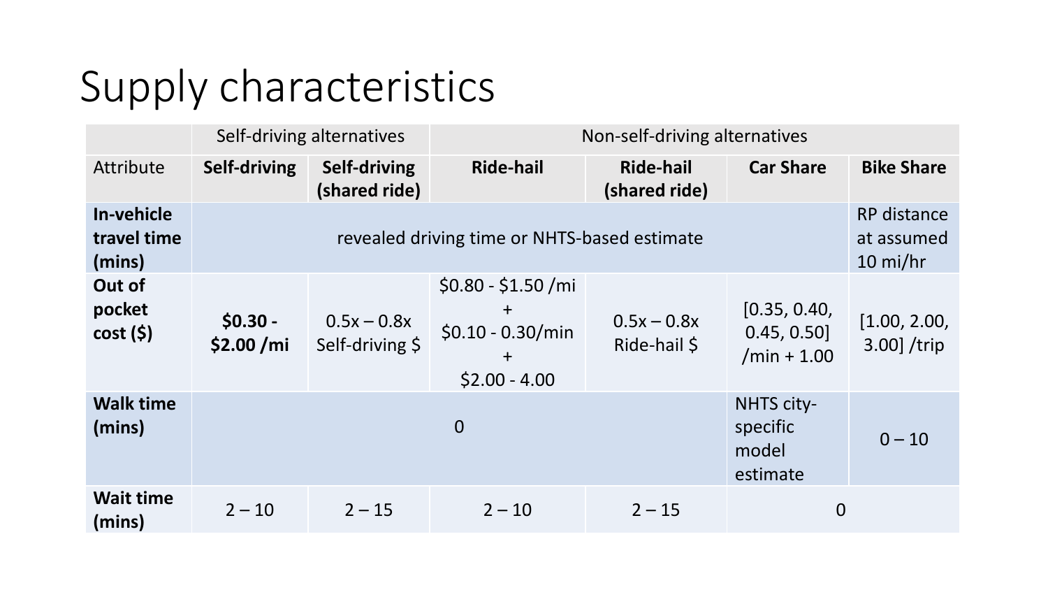# Supply characteristics

| | Self-driving alternatives | | Non-self-driving alternatives | | | |
|---|---|---|---|---|---|---|
| Attribute | **Self-driving** | **Self-driving (shared ride)** | **Ride-hail** | **Ride-hail (shared ride)** | **Car Share** | **Bike Share** |
| **In-vehicle travel time (mins)** | revealed driving time or NHTS-based estimate | | | | | RP distance at assumed 10 mi/hr |
| **Out of pocket cost ($)** | **$0.30 - $2.00 /mi** | 0.5x – 0.8x Self-driving $ | $0.80 - $1.50 /mi + $0.10 - 0.30/min + $2.00 - 4.00 | 0.5x – 0.8x Ride-hail $ | [0.35, 0.40, 0.45, 0.50] /min + 1.00 | [1.00, 2.00, 3.00] /trip |
| **Walk time (mins)** | 0 | | | | NHTS city-specific model estimate | 0 – 10 |
| **Wait time (mins)** | 2 – 10 | 2 – 15 | 2 – 10 | 2 – 15 | 0 | |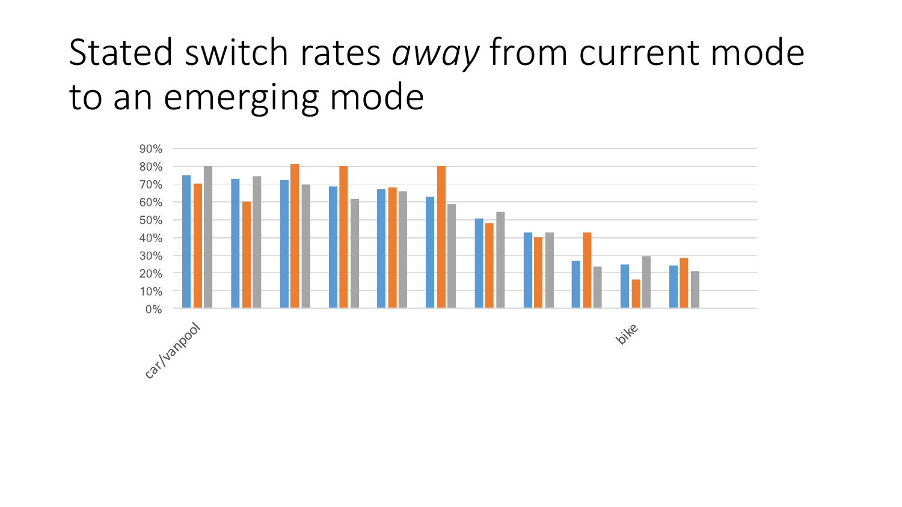# Stated switch rates *away* from current mode to an emerging mode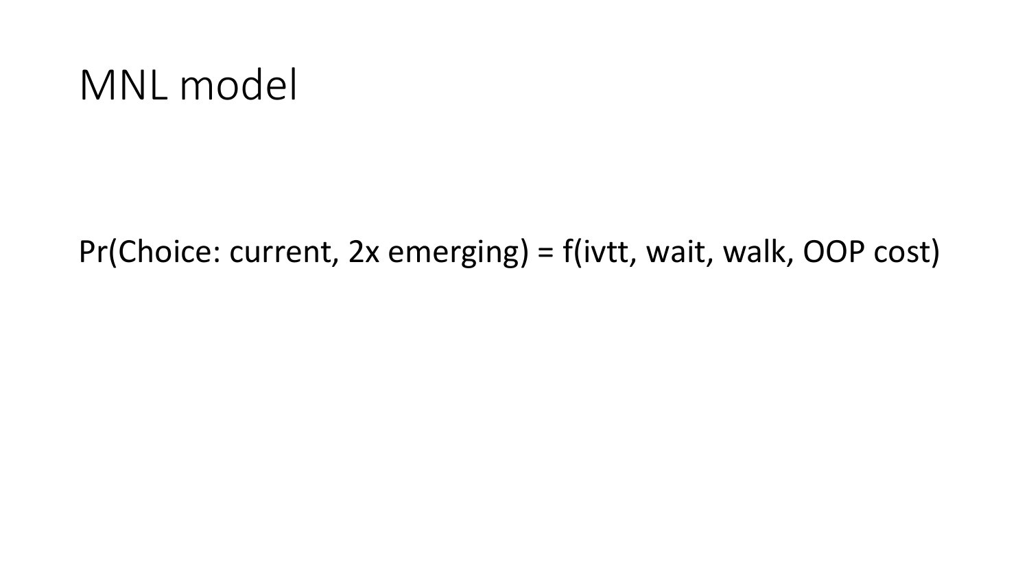# MNL model

Pr(Choice: current, 2x emerging) = f(ivtt, wait, walk, OOP cost)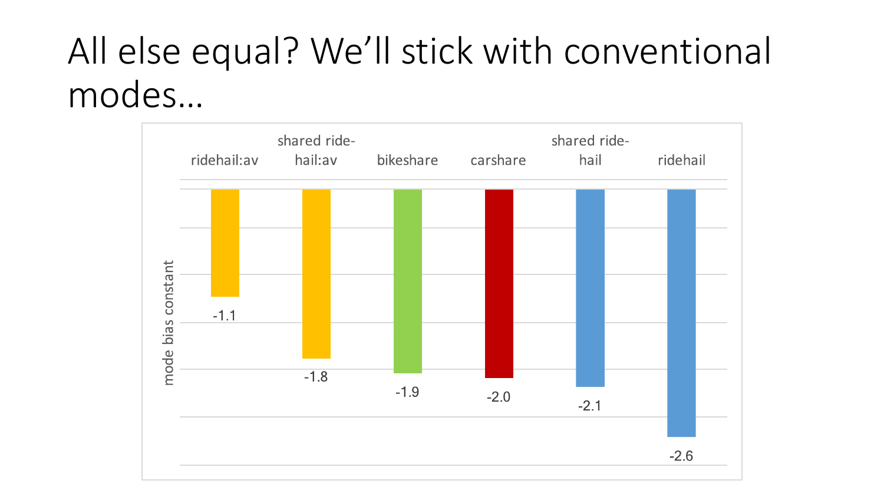# All else equal? We'll stick with conventional modes…

| | ridehail:av | shared ride-hail:av | bikeshare | carshare | shared ride-hail | ridehail |
|---|---|---|---|---|---|---|
| mode bias constant | -1.1 | -1.8 | -1.9 | -2.0 | -2.1 | -2.6 |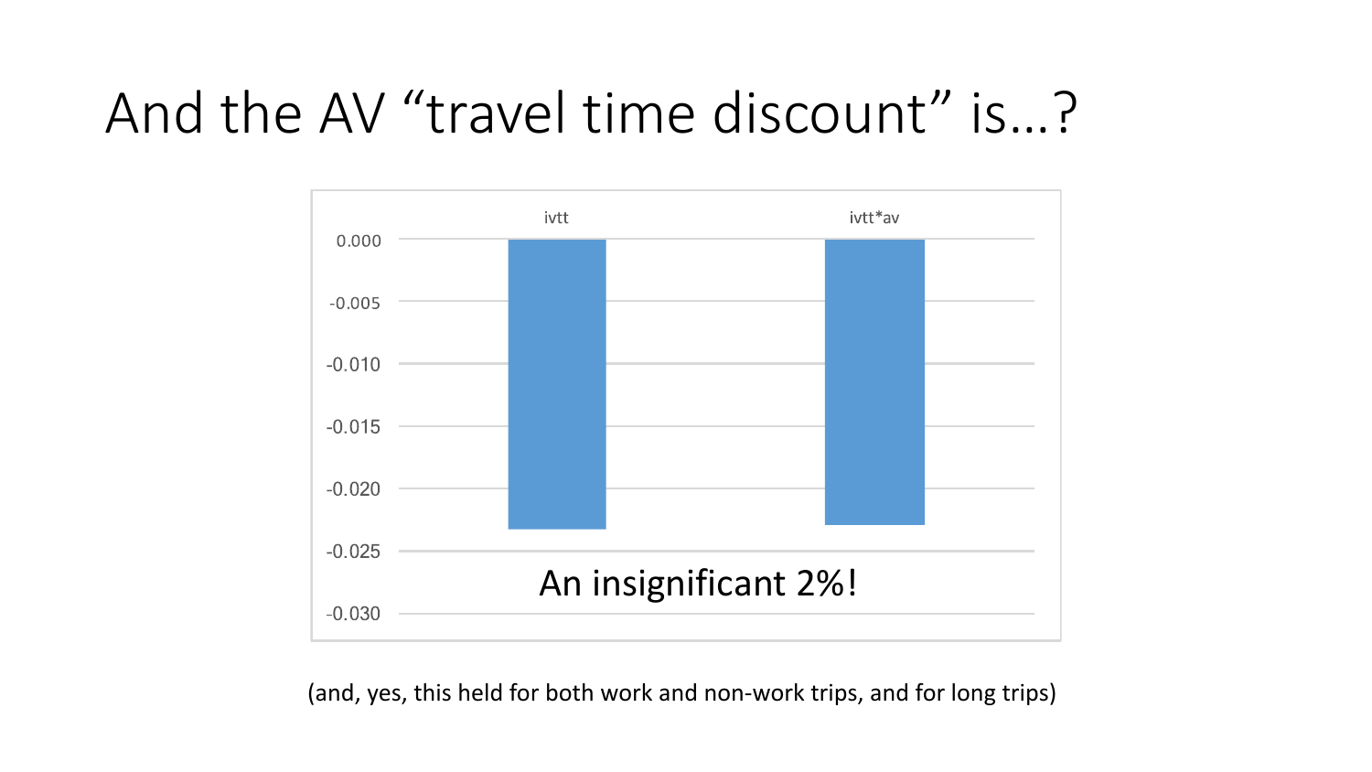# And the AV “travel time discount” is…?

ivtt

ivtt*av

0.000

-0.005

-0.010

-0.015

-0.020

-0.025

-0.030

An insignificant 2%!

(and, yes, this held for both work and non-work trips, and for long trips)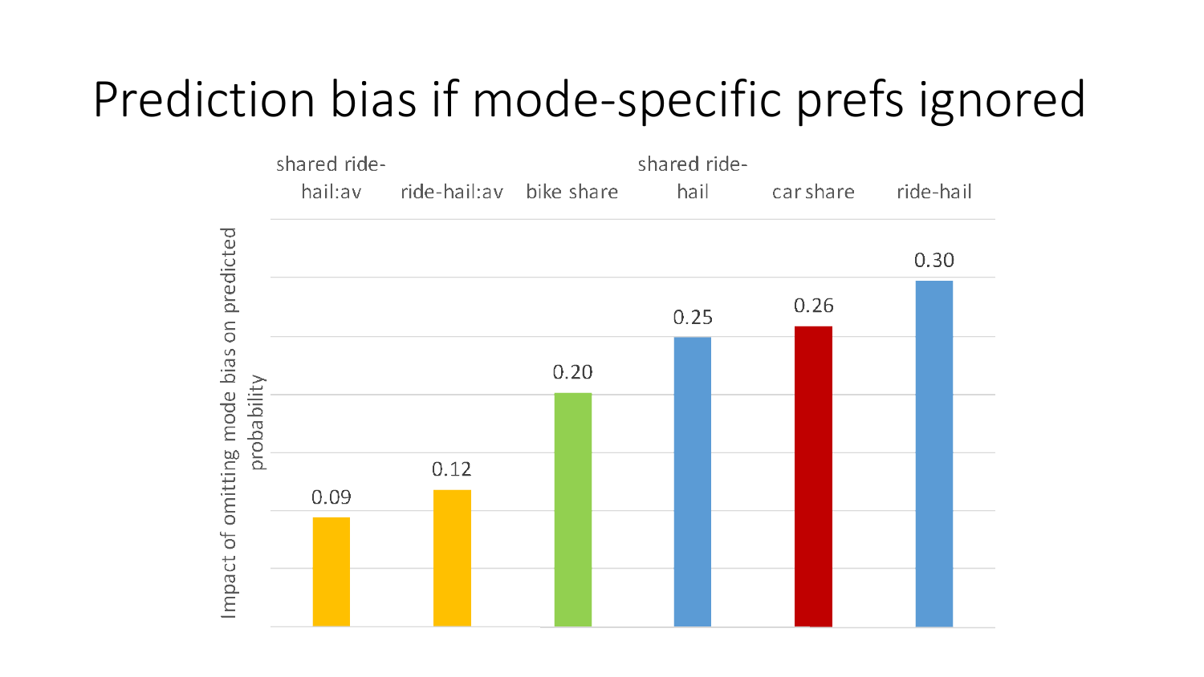# Prediction bias if mode-specific prefs ignored

| | shared ride-hail:av | ride-hail:av | bike share | shared ride-hail | car share | ride-hail |
|---|---|---|---|---|---|---|
| Impact of omitting mode bias on predicted probability | 0.09 | 0.12 | 0.20 | 0.25 | 0.26 | 0.30 |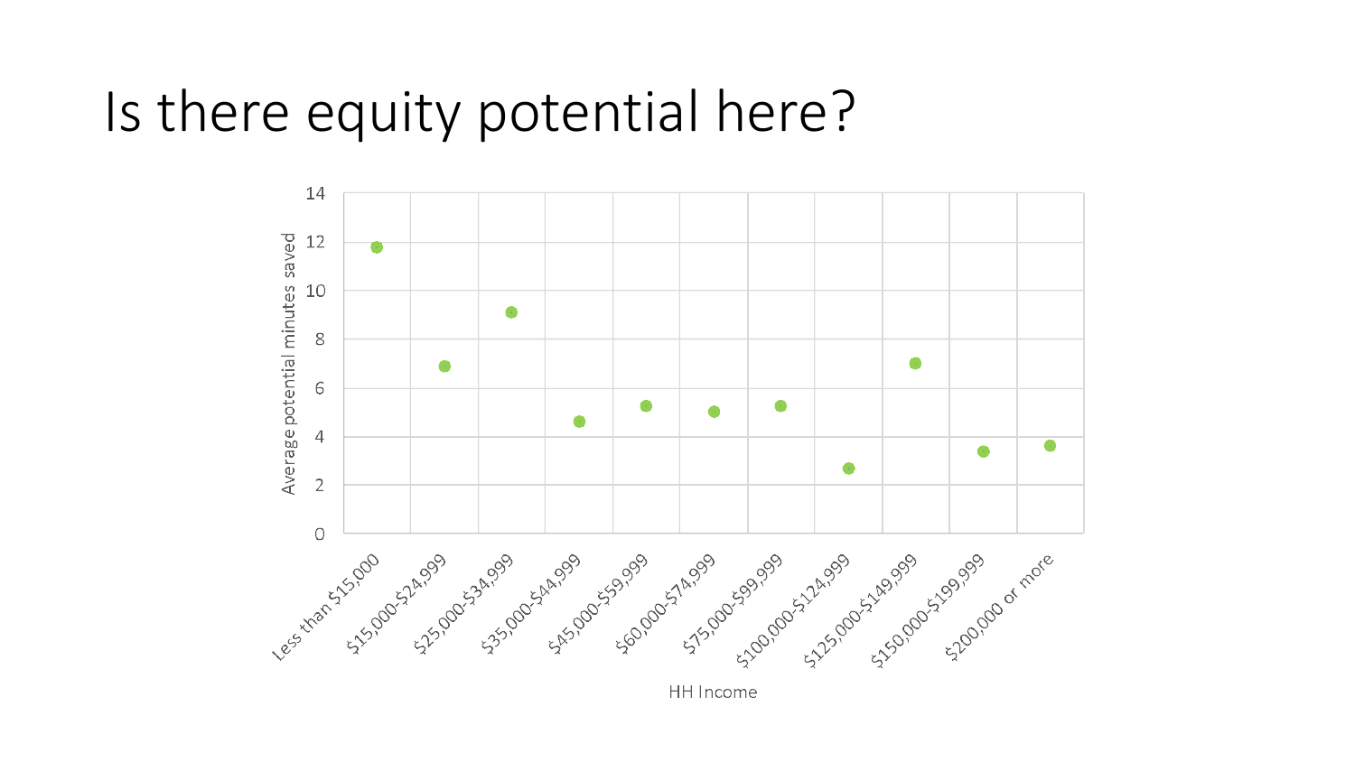# Is there equity potential here?

Average potential minutes saved

HH Income

Less than $15,000 | $15,000-$24,999 | $25,000-$34,999 | $35,000-$44,999 | $45,000-$59,999 | $60,000-$74,999 | $75,000-$99,999 | $100,000-$124,999 | $125,000-$149,999 | $150,000-$199,999 | $200,000 or more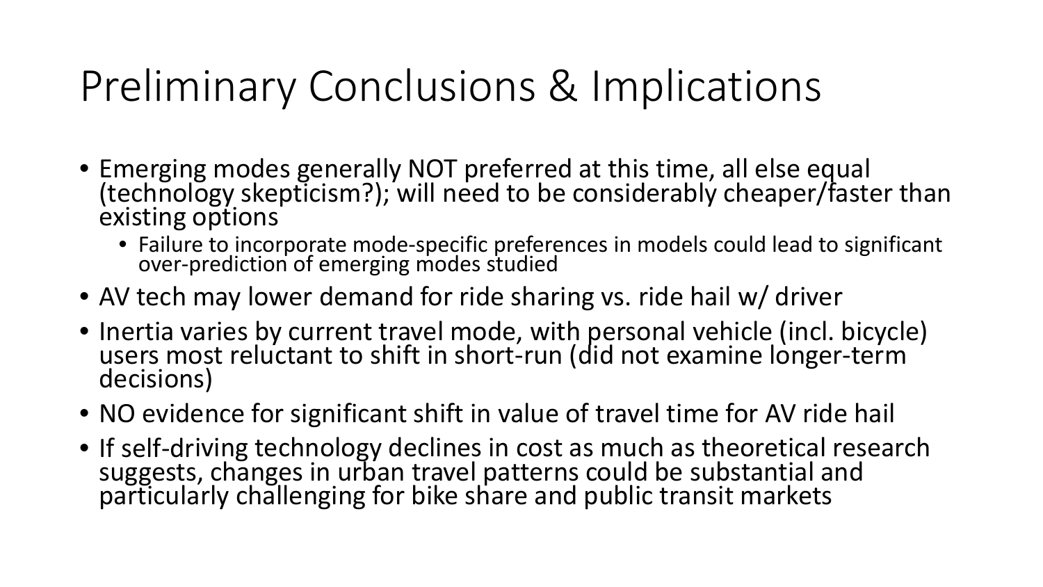# Preliminary Conclusions & Implications

- Emerging modes generally NOT preferred at this time, all else equal (technology skepticism?); will need to be considerably cheaper/faster than existing options
  - Failure to incorporate mode-specific preferences in models could lead to significant over-prediction of emerging modes studied
- AV tech may lower demand for ride sharing vs. ride hail w/ driver
- Inertia varies by current travel mode, with personal vehicle (incl. bicycle) users most reluctant to shift in short-run (did not examine longer-term decisions)
- NO evidence for significant shift in value of travel time for AV ride hail
- If self-driving technology declines in cost as much as theoretical research suggests, changes in urban travel patterns could be substantial and particularly challenging for bike share and public transit markets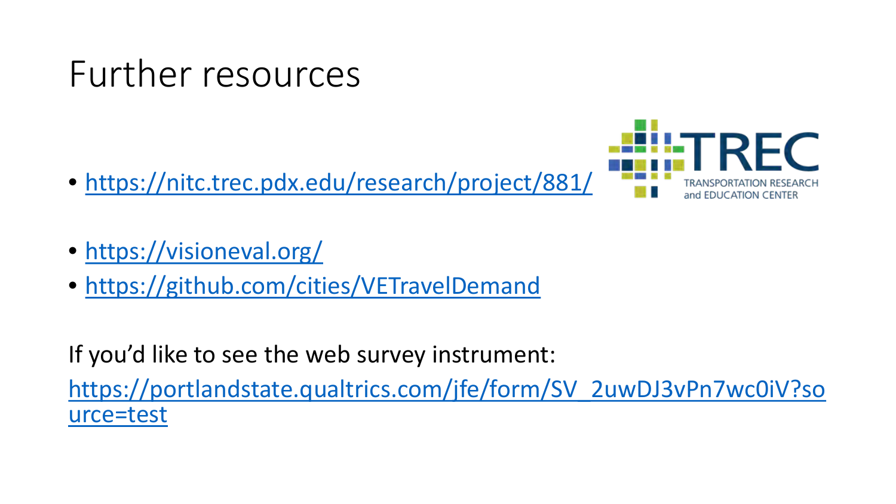# Further resources

- https://nitc.trec.pdx.edu/research/project/881/

TREC

TRANSPORTATION RESEARCH and EDUCATION CENTER

- https://visioneval.org/
- https://github.com/cities/VETravelDemand

If you'd like to see the web survey instrument:

https://portlandstate.qualtrics.com/jfe/form/SV_2uwDJ3vPn7wc0iV?source=test